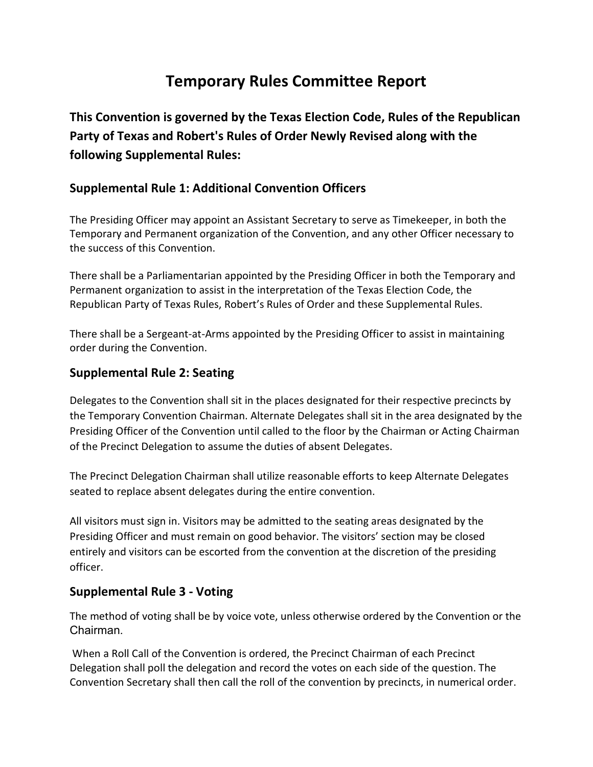# Temporary Rules Committee Report

## This Convention is governed by the Texas Election Code, Rules of the Republican Party of Texas and Robert's Rules of Order Newly Revised along with the following Supplemental Rules:

### Supplemental Rule 1: Additional Convention Officers

The Presiding Officer may appoint an Assistant Secretary to serve as Timekeeper, in both the Temporary and Permanent organization of the Convention, and any other Officer necessary to the success of this Convention.

There shall be a Parliamentarian appointed by the Presiding Officer in both the Temporary and Permanent organization to assist in the interpretation of the Texas Election Code, the Republican Party of Texas Rules, Robert's Rules of Order and these Supplemental Rules.

There shall be a Sergeant-at-Arms appointed by the Presiding Officer to assist in maintaining order during the Convention.

### Supplemental Rule 2: Seating

Delegates to the Convention shall sit in the places designated for their respective precincts by the Temporary Convention Chairman. Alternate Delegates shall sit in the area designated by the Presiding Officer of the Convention until called to the floor by the Chairman or Acting Chairman of the Precinct Delegation to assume the duties of absent Delegates.

The Precinct Delegation Chairman shall utilize reasonable efforts to keep Alternate Delegates seated to replace absent delegates during the entire convention.

All visitors must sign in. Visitors may be admitted to the seating areas designated by the Presiding Officer and must remain on good behavior. The visitors' section may be closed entirely and visitors can be escorted from the convention at the discretion of the presiding officer.

### Supplemental Rule 3 - Voting

The method of voting shall be by voice vote, unless otherwise ordered by the Convention or the Chairman.

When a Roll Call of the Convention is ordered, the Precinct Chairman of each Precinct Delegation shall poll the delegation and record the votes on each side of the question. The Convention Secretary shall then call the roll of the convention by precincts, in numerical order.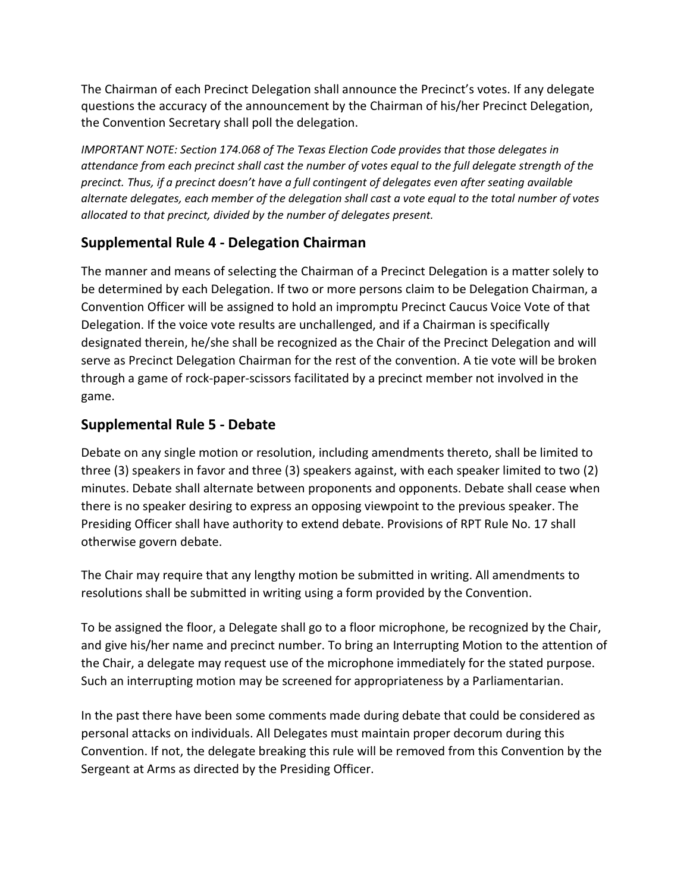The Chairman of each Precinct Delegation shall announce the Precinct's votes. If any delegate questions the accuracy of the announcement by the Chairman of his/her Precinct Delegation, the Convention Secretary shall poll the delegation.

*IMPORTANT NOTE: Section 174.068 of The Texas Election Code provides that those delegates in attendance from each precinct shall cast the number of votes equal to the full delegate strength of the precinct. Thus, if a precinct doesn't have a full contingent of delegates even after seating available alternate delegates, each member of the delegation shall cast a vote equal to the total number of votes allocated to that precinct, divided by the number of delegates present.*

## Supplemental Rule 4 - Delegation Chairman

The manner and means of selecting the Chairman of a Precinct Delegation is a matter solely to be determined by each Delegation. If two or more persons claim to be Delegation Chairman, a Convention Officer will be assigned to hold an impromptu Precinct Caucus Voice Vote of that Delegation. If the voice vote results are unchallenged, and if a Chairman is specifically designated therein, he/she shall be recognized as the Chair of the Precinct Delegation and will serve as Precinct Delegation Chairman for the rest of the convention. A tie vote will be broken through a game of rock-paper-scissors facilitated by a precinct member not involved in the game.

## Supplemental Rule 5 - Debate

Debate on any single motion or resolution, including amendments thereto, shall be limited to three (3) speakers in favor and three (3) speakers against, with each speaker limited to two (2) minutes. Debate shall alternate between proponents and opponents. Debate shall cease when there is no speaker desiring to express an opposing viewpoint to the previous speaker. The Presiding Officer shall have authority to extend debate. Provisions of RPT Rule No. 17 shall otherwise govern debate.

The Chair may require that any lengthy motion be submitted in writing. All amendments to resolutions shall be submitted in writing using a form provided by the Convention.

To be assigned the floor, a Delegate shall go to a floor microphone, be recognized by the Chair, and give his/her name and precinct number. To bring an Interrupting Motion to the attention of the Chair, a delegate may request use of the microphone immediately for the stated purpose. Such an interrupting motion may be screened for appropriateness by a Parliamentarian.

In the past there have been some comments made during debate that could be considered as personal attacks on individuals. All Delegates must maintain proper decorum during this Convention. If not, the delegate breaking this rule will be removed from this Convention by the Sergeant at Arms as directed by the Presiding Officer.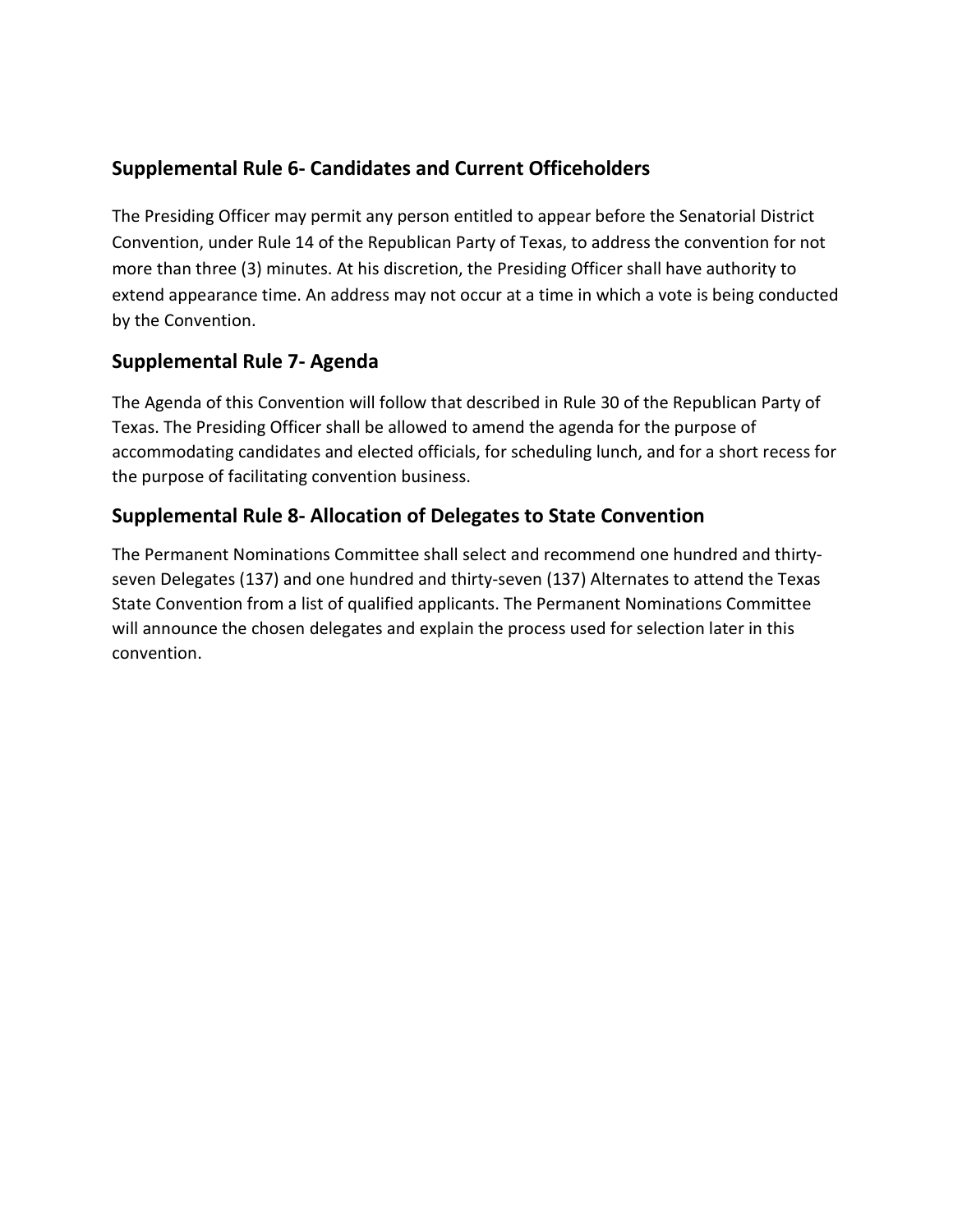## Supplemental Rule 6- Candidates and Current Officeholders

The Presiding Officer may permit any person entitled to appear before the Senatorial District Convention, under Rule 14 of the Republican Party of Texas, to address the convention for not more than three (3) minutes. At his discretion, the Presiding Officer shall have authority to extend appearance time. An address may not occur at a time in which a vote is being conducted by the Convention.

## Supplemental Rule 7- Agenda

The Agenda of this Convention will follow that described in Rule 30 of the Republican Party of Texas. The Presiding Officer shall be allowed to amend the agenda for the purpose of accommodating candidates and elected officials, for scheduling lunch, and for a short recess for the purpose of facilitating convention business.

## Supplemental Rule 8- Allocation of Delegates to State Convention

The Permanent Nominations Committee shall select and recommend one hundred and thirty-seven Delegates (137) and one hundred and thirty-seven (137) Alternates to attend the Texas State Convention from a list of qualified applicants. The Permanent Nominations Committee will announce the chosen delegates and explain the process used for selection later in this convention.